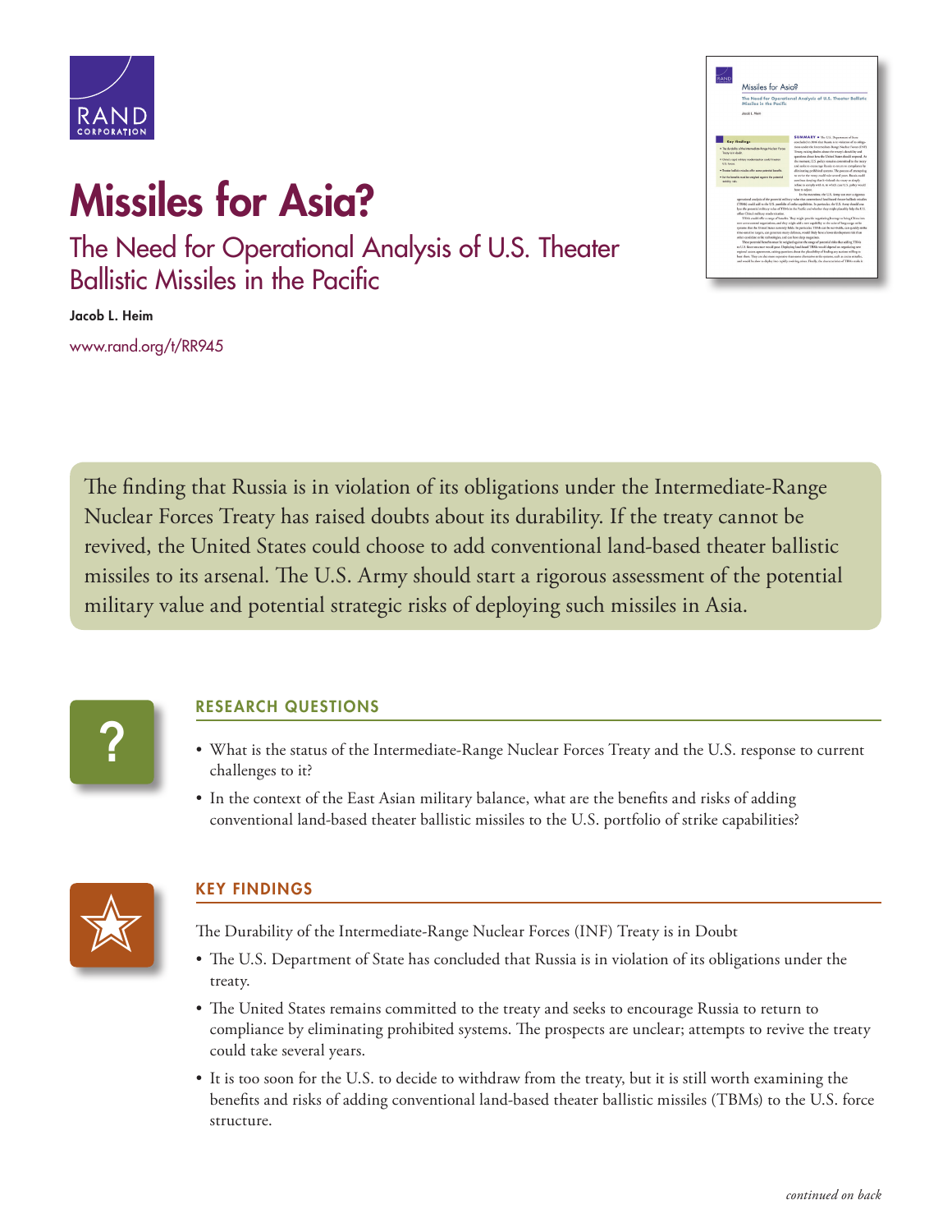RAND CORPORATION

# Missiles for Asia?

## The Need for Operational Analysis of U.S. Theater Ballistic Missiles in the Pacific

**Jacob L. Heim**

www.rand.org/t/RR945

The finding that Russia is in violation of its obligations under the Intermediate-Range Nuclear Forces Treaty has raised doubts about its durability. If the treaty cannot be revived, the United States could choose to add conventional land-based theater ballistic missiles to its arsenal. The U.S. Army should start a rigorous assessment of the potential military value and potential strategic risks of deploying such missiles in Asia.

### RESEARCH QUESTIONS

- What is the status of the Intermediate-Range Nuclear Forces Treaty and the U.S. response to current challenges to it?
- In the context of the East Asian military balance, what are the benefits and risks of adding conventional land-based theater ballistic missiles to the U.S. portfolio of strike capabilities?

### KEY FINDINGS

The Durability of the Intermediate-Range Nuclear Forces (INF) Treaty is in Doubt

- The U.S. Department of State has concluded that Russia is in violation of its obligations under the treaty.
- The United States remains committed to the treaty and seeks to encourage Russia to return to compliance by eliminating prohibited systems. The prospects are unclear; attempts to revive the treaty could take several years.
- It is too soon for the U.S. to decide to withdraw from the treaty, but it is still worth examining the benefits and risks of adding conventional land-based theater ballistic missiles (TBMs) to the U.S. force structure.

*continued on back*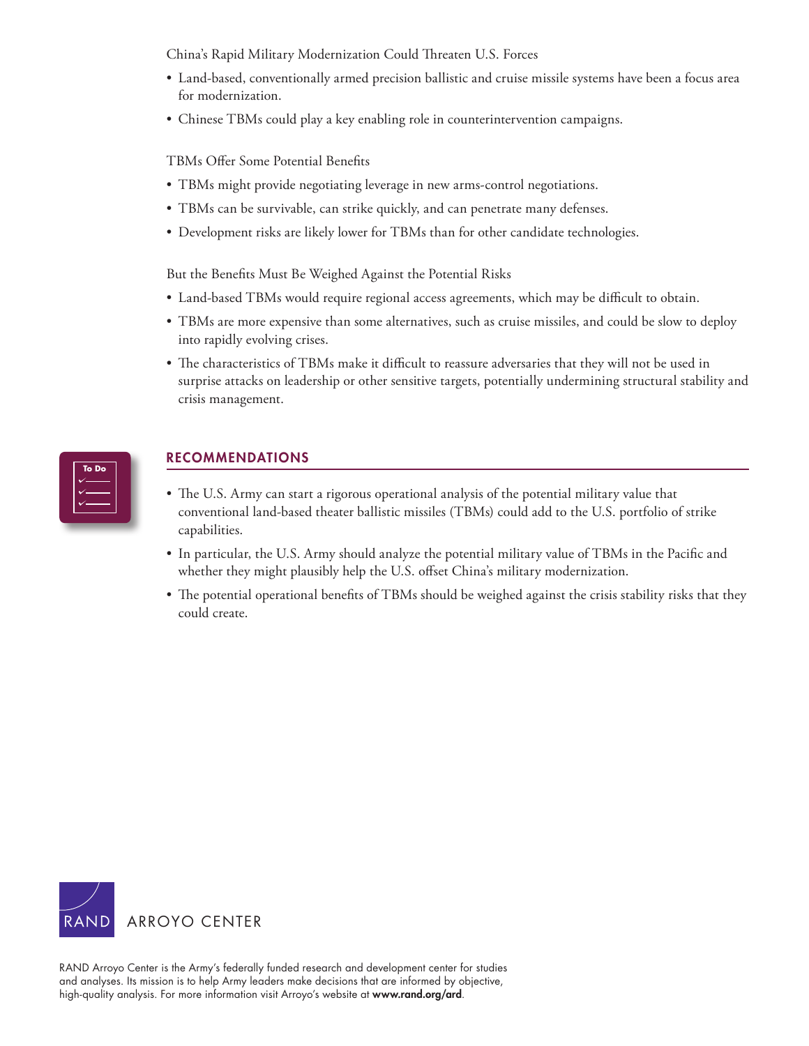China's Rapid Military Modernization Could Threaten U.S. Forces

- Land-based, conventionally armed precision ballistic and cruise missile systems have been a focus area for modernization.
- Chinese TBMs could play a key enabling role in counterintervention campaigns.

TBMs Offer Some Potential Benefits

- TBMs might provide negotiating leverage in new arms-control negotiations.
- TBMs can be survivable, can strike quickly, and can penetrate many defenses.
- Development risks are likely lower for TBMs than for other candidate technologies.

But the Benefits Must Be Weighed Against the Potential Risks

- Land-based TBMs would require regional access agreements, which may be difficult to obtain.
- TBMs are more expensive than some alternatives, such as cruise missiles, and could be slow to deploy into rapidly evolving crises.
- The characteristics of TBMs make it difficult to reassure adversaries that they will not be used in surprise attacks on leadership or other sensitive targets, potentially undermining structural stability and crisis management.

## RECOMMENDATIONS

- The U.S. Army can start a rigorous operational analysis of the potential military value that conventional land-based theater ballistic missiles (TBMs) could add to the U.S. portfolio of strike capabilities.
- In particular, the U.S. Army should analyze the potential military value of TBMs in the Pacific and whether they might plausibly help the U.S. offset China's military modernization.
- The potential operational benefits of TBMs should be weighed against the crisis stability risks that they could create.

RAND ARROYO CENTER

RAND Arroyo Center is the Army's federally funded research and development center for studies and analyses. Its mission is to help Army leaders make decisions that are informed by objective, high-quality analysis. For more information visit Arroyo's website at **www.rand.org/ard**.